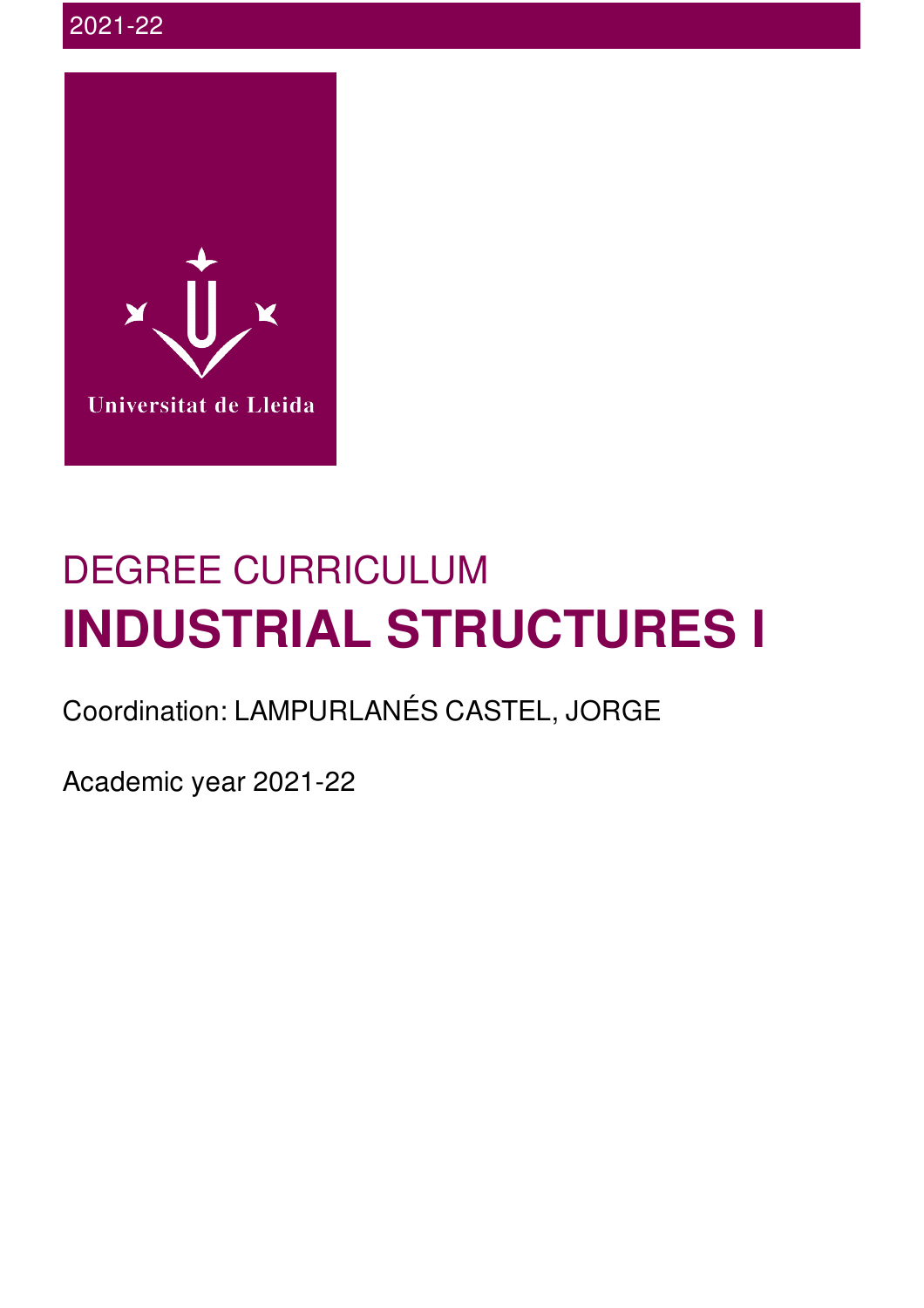2021-22

Universitat de Lleida

DEGREE CURRICULUM

# INDUSTRIAL STRUCTURES I

Coordination: LAMPURLANÉS CASTEL, JORGE

Academic year 2021-22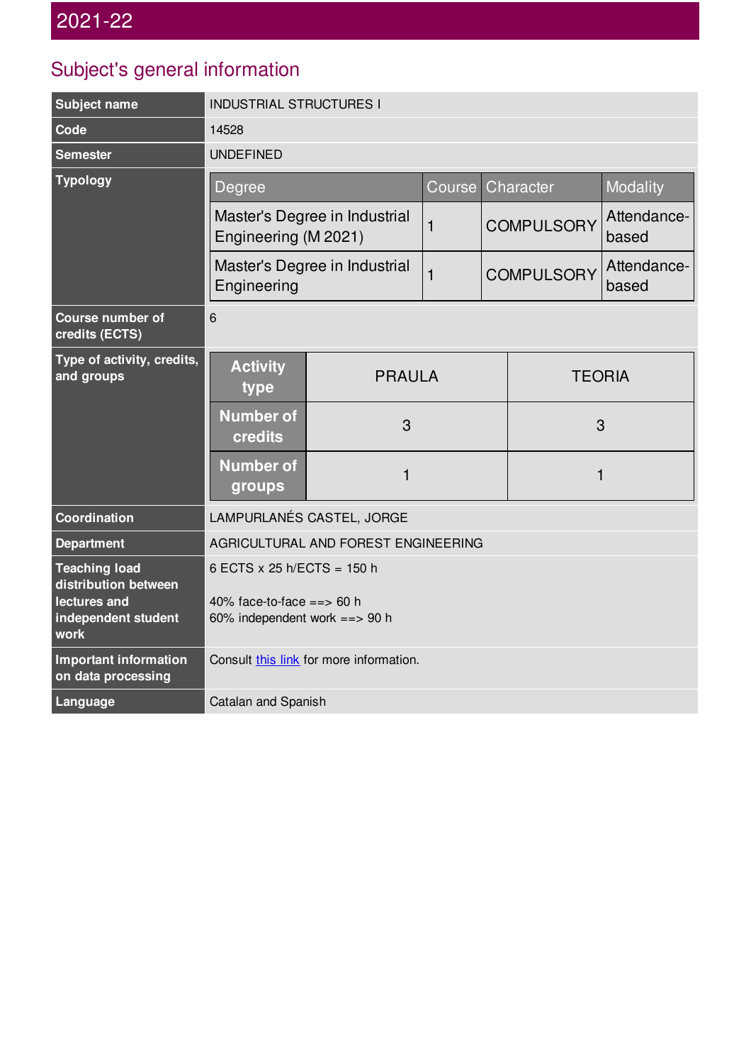## 2021-22

## Subject's general information

| Subject name | INDUSTRIAL STRUCTURES I |
|---|---|
| Code | 14528 |
| Semester | UNDEFINED |
| Typology | Degree: Master's Degree in Industrial Engineering (M 2021) — Course: 1 — Character: COMPULSORY — Modality: Attendance-based<br>Degree: Master's Degree in Industrial Engineering — Course: 1 — Character: COMPULSORY — Modality: Attendance-based |
| Course number of credits (ECTS) | 6 |
| Type of activity, credits, and groups | Activity type: PRAULA — Number of credits: 3 — Number of groups: 1<br>Activity type: TEORIA — Number of credits: 3 — Number of groups: 1 |
| Coordination | LAMPURLANÉS CASTEL, JORGE |
| Department | AGRICULTURAL AND FOREST ENGINEERING |
| Teaching load distribution between lectures and independent student work | 6 ECTS x 25 h/ECTS = 150 h<br><br>40% face-to-face ==> 60 h<br>60% independent work ==> 90 h |
| Important information on data processing | Consult this link for more information. |
| Language | Catalan and Spanish |

**Typology**

| Degree | Course | Character | Modality |
|---|---|---|---|
| Master's Degree in Industrial Engineering (M 2021) | 1 | COMPULSORY | Attendance-based |
| Master's Degree in Industrial Engineering | 1 | COMPULSORY | Attendance-based |

**Type of activity, credits, and groups**

| Activity type | PRAULA | TEORIA |
|---|---|---|
| Number of credits | 3 | 3 |
| Number of groups | 1 | 1 |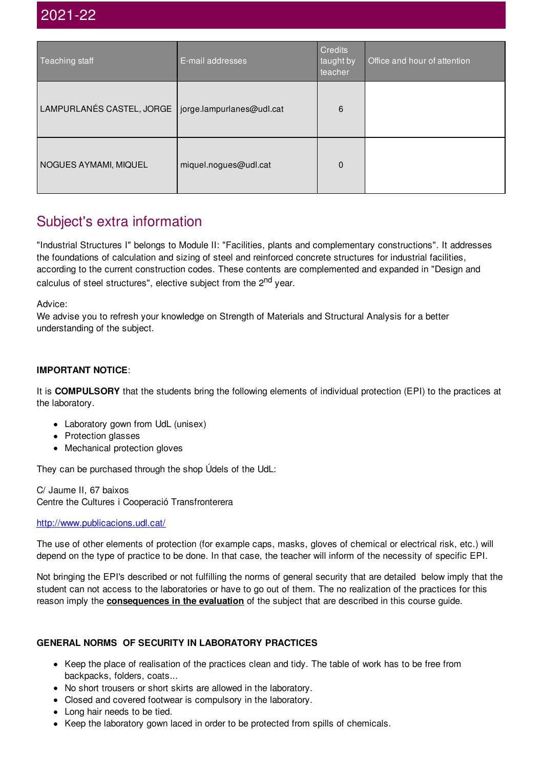## 2021-22

| Teaching staff | E-mail addresses | Credits taught by teacher | Office and hour of attention |
|---|---|---|---|
| LAMPURLANÉS CASTEL, JORGE | jorge.lampurlanes@udl.cat | 6 | |
| NOGUES AYMAMI, MIQUEL | miquel.nogues@udl.cat | 0 | |

## Subject's extra information

"Industrial Structures I" belongs to Module II: "Facilities, plants and complementary constructions". It addresses the foundations of calculation and sizing of steel and reinforced concrete structures for industrial facilities, according to the current construction codes. These contents are complemented and expanded in "Design and calculus of steel structures", elective subject from the 2nd year.

Advice:
We advise you to refresh your knowledge on Strength of Materials and Structural Analysis for a better understanding of the subject.

**IMPORTANT NOTICE**:

It is **COMPULSORY** that the students bring the following elements of individual protection (EPI) to the practices at the laboratory.

- Laboratory gown from UdL (unisex)
- Protection glasses
- Mechanical protection gloves

They can be purchased through the shop Údels of the UdL:

C/ Jaume II, 67 baixos
Centre the Cultures i Cooperació Transfronterera

http://www.publicacions.udl.cat/

The use of other elements of protection (for example caps, masks, gloves of chemical or electrical risk, etc.) will depend on the type of practice to be done. In that case, the teacher will inform of the necessity of specific EPI.

Not bringing the EPI's described or not fulfilling the norms of general security that are detailed below imply that the student can not access to the laboratories or have to go out of them. The no realization of the practices for this reason imply the **consequences in the evaluation** of the subject that are described in this course guide.

**GENERAL NORMS OF SECURITY IN LABORATORY PRACTICES**

- Keep the place of realisation of the practices clean and tidy. The table of work has to be free from backpacks, folders, coats...
- No short trousers or short skirts are allowed in the laboratory.
- Closed and covered footwear is compulsory in the laboratory.
- Long hair needs to be tied.
- Keep the laboratory gown laced in order to be protected from spills of chemicals.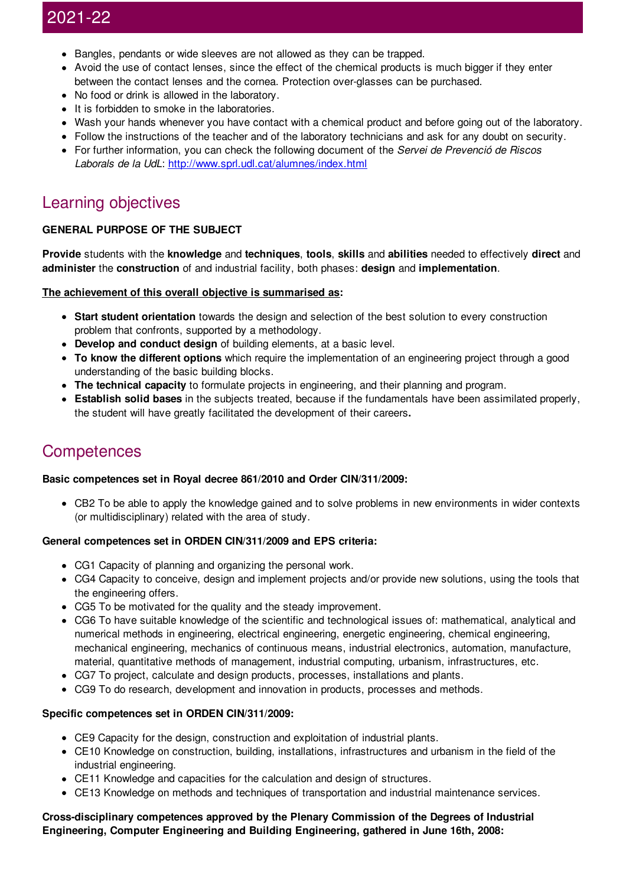- Bangles, pendants or wide sleeves are not allowed as they can be trapped.
- Avoid the use of contact lenses, since the effect of the chemical products is much bigger if they enter between the contact lenses and the cornea. Protection over-glasses can be purchased.
- No food or drink is allowed in the laboratory.
- It is forbidden to smoke in the laboratories.
- Wash your hands whenever you have contact with a chemical product and before going out of the laboratory.
- Follow the instructions of the teacher and of the laboratory technicians and ask for any doubt on security.
- For further information, you can check the following document of the *Servei de Prevenció de Riscos Laborals de la UdL*: [http://www.sprl.udl.cat/alumnes/index.html](http://www.sprl.udl.cat/alumnes/index.html)

## Learning objectives

**GENERAL PURPOSE OF THE SUBJECT**

**Provide** students with the **knowledge** and **techniques**, **tools**, **skills** and **abilities** needed to effectively **direct** and **administer** the **construction** of and industrial facility, both phases: **design** and **implementation**.

**<u>The achievement of this overall objective is summarised as</u>:**

- **Start student orientation** towards the design and selection of the best solution to every construction problem that confronts, supported by a methodology.
- **Develop and conduct design** of building elements, at a basic level.
- **To know the different options** which require the implementation of an engineering project through a good understanding of the basic building blocks.
- **The technical capacity** to formulate projects in engineering, and their planning and program.
- **Establish solid bases** in the subjects treated, because if the fundamentals have been assimilated properly, the student will have greatly facilitated the development of their careers**.**

## Competences

**Basic competences set in Royal decree 861/2010 and Order CIN/311/2009:**

- CB2 To be able to apply the knowledge gained and to solve problems in new environments in wider contexts (or multidisciplinary) related with the area of study.

**General competences set in ORDEN CIN/311/2009 and EPS criteria:**

- CG1 Capacity of planning and organizing the personal work.
- CG4 Capacity to conceive, design and implement projects and/or provide new solutions, using the tools that the engineering offers.
- CG5 To be motivated for the quality and the steady improvement.
- CG6 To have suitable knowledge of the scientific and technological issues of: mathematical, analytical and numerical methods in engineering, electrical engineering, energetic engineering, chemical engineering, mechanical engineering, mechanics of continuous means, industrial electronics, automation, manufacture, material, quantitative methods of management, industrial computing, urbanism, infrastructures, etc.
- CG7 To project, calculate and design products, processes, installations and plants.
- CG9 To do research, development and innovation in products, processes and methods.

**Specific competences set in ORDEN CIN/311/2009:**

- CE9 Capacity for the design, construction and exploitation of industrial plants.
- CE10 Knowledge on construction, building, installations, infrastructures and urbanism in the field of the industrial engineering.
- CE11 Knowledge and capacities for the calculation and design of structures.
- CE13 Knowledge on methods and techniques of transportation and industrial maintenance services.

**Cross-disciplinary competences approved by the Plenary Commission of the Degrees of Industrial Engineering, Computer Engineering and Building Engineering, gathered in June 16th, 2008:**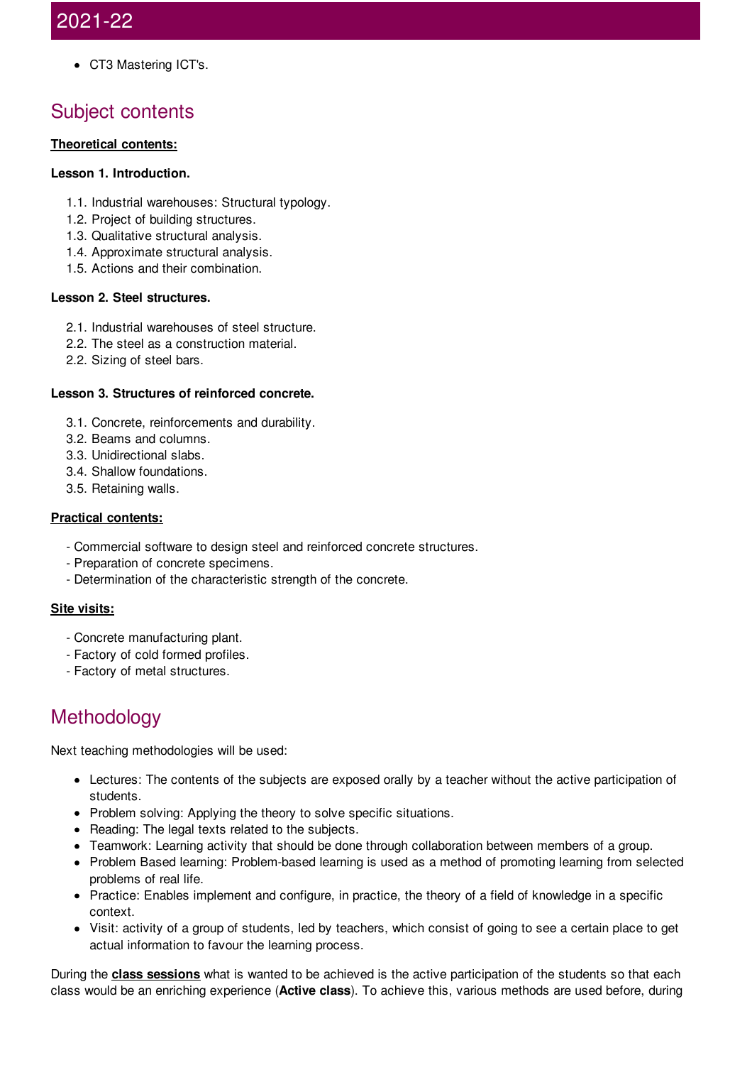- CT3 Mastering ICT's.

## Subject contents

**Theoretical contents:**

**Lesson 1. Introduction.**

1.1. Industrial warehouses: Structural typology.
1.2. Project of building structures.
1.3. Qualitative structural analysis.
1.4. Approximate structural analysis.
1.5. Actions and their combination.

**Lesson 2. Steel structures.**

2.1. Industrial warehouses of steel structure.
2.2. The steel as a construction material.
2.2. Sizing of steel bars.

**Lesson 3. Structures of reinforced concrete.**

3.1. Concrete, reinforcements and durability.
3.2. Beams and columns.
3.3. Unidirectional slabs.
3.4. Shallow foundations.
3.5. Retaining walls.

**Practical contents:**

- Commercial software to design steel and reinforced concrete structures.
- Preparation of concrete specimens.
- Determination of the characteristic strength of the concrete.

**Site visits:**

- Concrete manufacturing plant.
- Factory of cold formed profiles.
- Factory of metal structures.

## Methodology

Next teaching methodologies will be used:

- Lectures: The contents of the subjects are exposed orally by a teacher without the active participation of students.
- Problem solving: Applying the theory to solve specific situations.
- Reading: The legal texts related to the subjects.
- Teamwork: Learning activity that should be done through collaboration between members of a group.
- Problem Based learning: Problem-based learning is used as a method of promoting learning from selected problems of real life.
- Practice: Enables implement and configure, in practice, the theory of a field of knowledge in a specific context.
- Visit: activity of a group of students, led by teachers, which consist of going to see a certain place to get actual information to favour the learning process.

During the **class sessions** what is wanted to be achieved is the active participation of the students so that each class would be an enriching experience (**Active class**). To achieve this, various methods are used before, during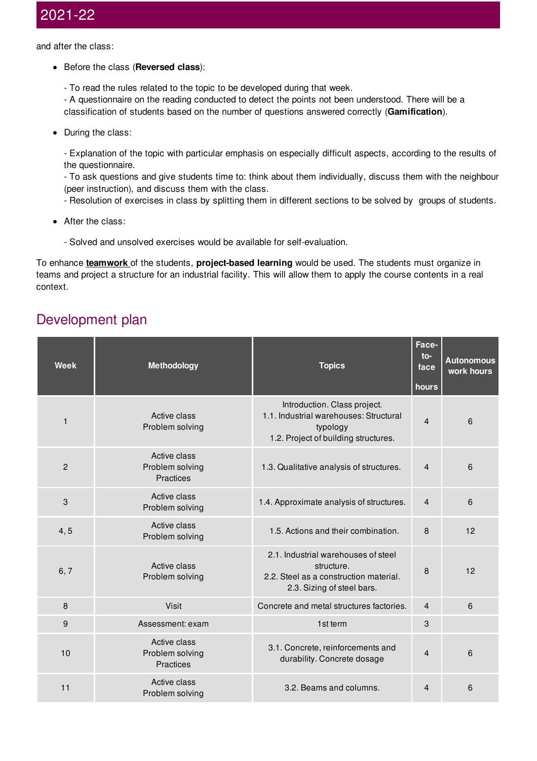and after the class:

- Before the class (**Reversed class**):

  - To read the rules related to the topic to be developed during that week.
  - A questionnaire on the reading conducted to detect the points not been understood. There will be a classification of students based on the number of questions answered correctly (**Gamification**).

- During the class:

  - Explanation of the topic with particular emphasis on especially difficult aspects, according to the results of the questionnaire.
  - To ask questions and give students time to: think about them individually, discuss them with the neighbour (peer instruction), and discuss them with the class.
  - Resolution of exercises in class by splitting them in different sections to be solved by groups of students.

- After the class:

  - Solved and unsolved exercises would be available for self-evaluation.

To enhance **teamwork** of the students, **project-based learning** would be used. The students must organize in teams and project a structure for an industrial facility. This will allow them to apply the course contents in a real context.

## Development plan

| Week | Methodology | Topics | Face-to-face hours | Autonomous work hours |
|---|---|---|---|---|
| 1 | Active class<br>Problem solving | Introduction. Class project.<br>1.1. Industrial warehouses: Structural typology<br>1.2. Project of building structures. | 4 | 6 |
| 2 | Active class<br>Problem solving<br>Practices | 1.3. Qualitative analysis of structures. | 4 | 6 |
| 3 | Active class<br>Problem solving | 1.4. Approximate analysis of structures. | 4 | 6 |
| 4, 5 | Active class<br>Problem solving | 1.5. Actions and their combination. | 8 | 12 |
| 6, 7 | Active class<br>Problem solving | 2.1. Industrial warehouses of steel structure.<br>2.2. Steel as a construction material.<br>2.3. Sizing of steel bars. | 8 | 12 |
| 8 | Visit | Concrete and metal structures factories. | 4 | 6 |
| 9 | Assessment: exam | 1st term | 3 | |
| 10 | Active class<br>Problem solving<br>Practices | 3.1. Concrete, reinforcements and durability. Concrete dosage | 4 | 6 |
| 11 | Active class<br>Problem solving | 3.2. Beams and columns. | 4 | 6 |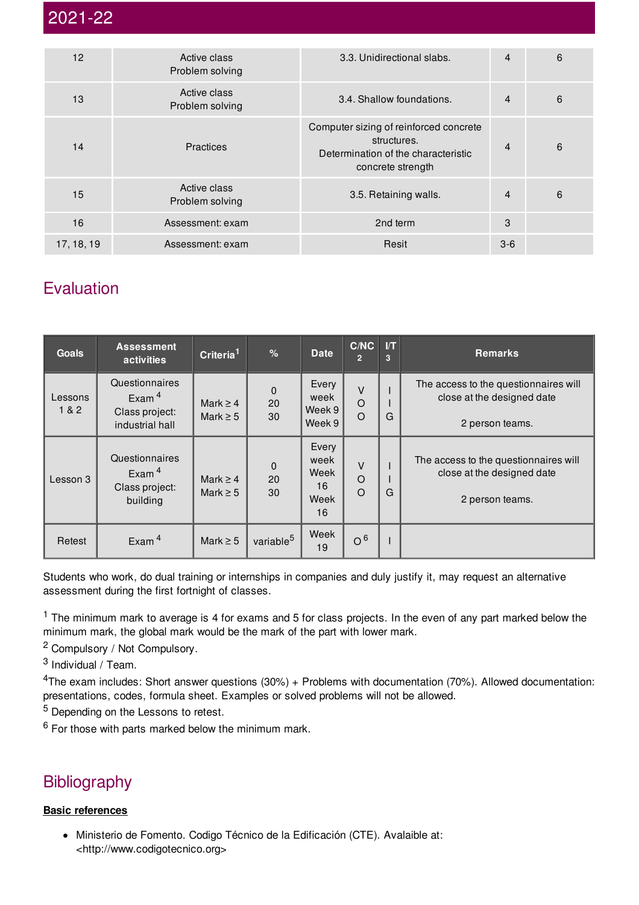## 2021-22

| | | | | |
|---|---|---|---|---|
| 12 | Active class<br>Problem solving | 3.3. Unidirectional slabs. | 4 | 6 |
| 13 | Active class<br>Problem solving | 3.4. Shallow foundations. | 4 | 6 |
| 14 | Practices | Computer sizing of reinforced concrete structures.<br>Determination of the characteristic concrete strength | 4 | 6 |
| 15 | Active class<br>Problem solving | 3.5. Retaining walls. | 4 | 6 |
| 16 | Assessment: exam | 2nd term | 3 | |
| 17, 18, 19 | Assessment: exam | Resit | 3-6 | |

# Evaluation

| Goals | Assessment activities | Criteria[1] | % | Date | C/NC [2] | I/T [3] | Remarks |
|---|---|---|---|---|---|---|---|
| Lessons 1 & 2 | Questionnaires<br>Exam [4]<br>Class project: industrial hall | Mark ≥ 4<br>Mark ≥ 5 | 0<br>20<br>30 | Every week<br>Week 9<br>Week 9 | V<br>O<br>O | I<br>I<br>G | The access to the questionnaires will close at the designed date<br><br>2 person teams. |
| Lesson 3 | Questionnaires<br>Exam [4]<br>Class project: building | Mark ≥ 4<br>Mark ≥ 5 | 0<br>20<br>30 | Every week<br>Week 16<br>Week 16 | V<br>O<br>O | I<br>I<br>G | The access to the questionnaires will close at the designed date<br><br>2 person teams. |
| Retest | Exam [4] | Mark ≥ 5 | variable[5] | Week 19 | O [6] | I | |

Students who work, do dual training or internships in companies and duly justify it, may request an alternative assessment during the first fortnight of classes.

[1] The minimum mark to average is 4 for exams and 5 for class projects. In the even of any part marked below the minimum mark, the global mark would be the mark of the part with lower mark.

[2] Compulsory / Not Compulsory.

[3] Individual / Team.

[4]The exam includes: Short answer questions (30%) + Problems with documentation (70%). Allowed documentation: presentations, codes, formula sheet. Examples or solved problems will not be allowed.

[5] Depending on the Lessons to retest.

[6] For those with parts marked below the minimum mark.

# Bibliography

**Basic references**

- Ministerio de Fomento. Codigo Técnico de la Edificación (CTE). Avalaible at: <http://www.codigotecnico.org>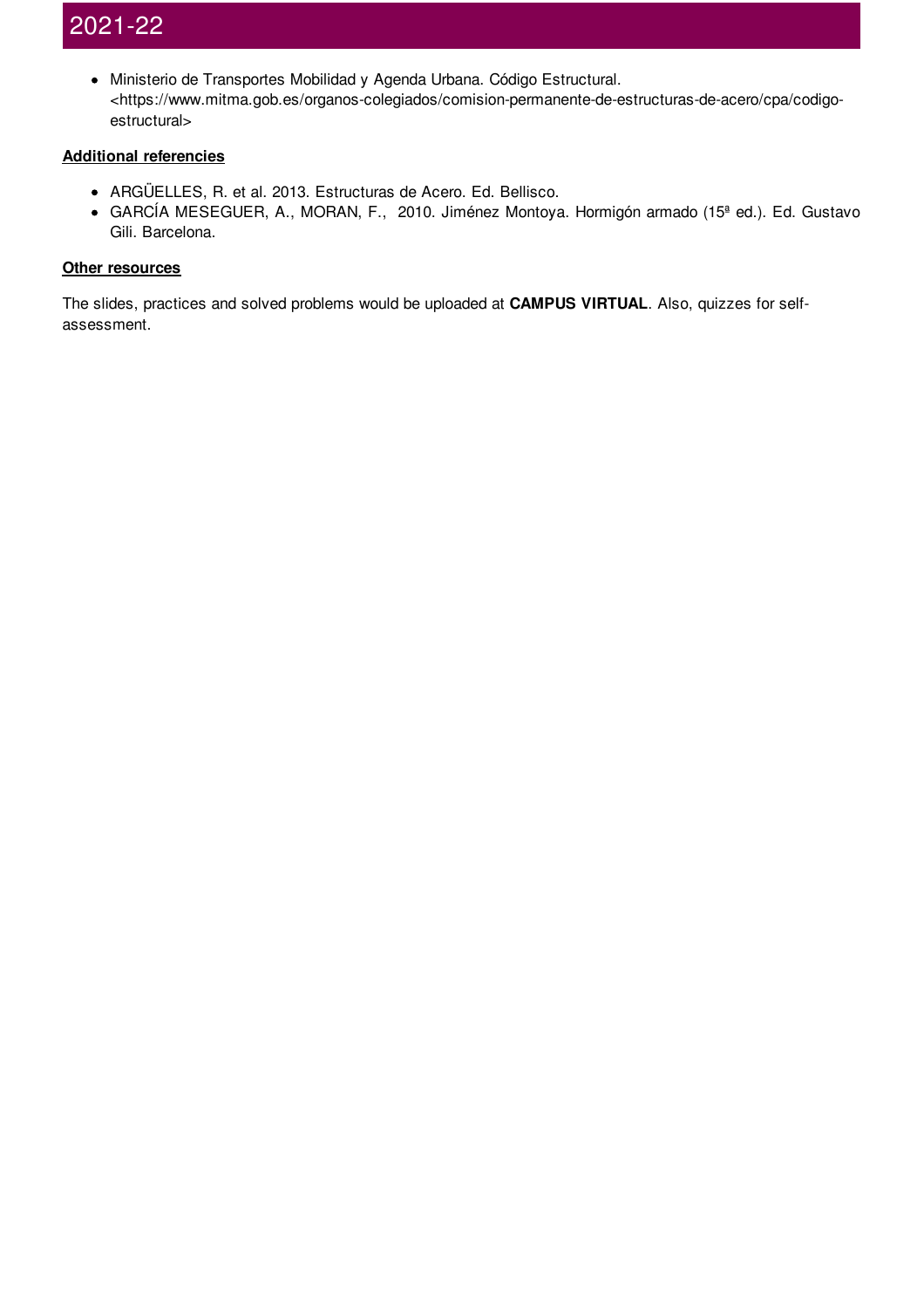- Ministerio de Transportes Mobilidad y Agenda Urbana. Código Estructural. <https://www.mitma.gob.es/organos-colegiados/comision-permanente-de-estructuras-de-acero/cpa/codigo-estructural>

**Additional referencies**

- ARGÜELLES, R. et al. 2013. Estructuras de Acero. Ed. Bellisco.
- GARCÍA MESEGUER, A., MORAN, F., 2010. Jiménez Montoya. Hormigón armado (15ª ed.). Ed. Gustavo Gili. Barcelona.

**Other resources**

The slides, practices and solved problems would be uploaded at **CAMPUS VIRTUAL**. Also, quizzes for self-assessment.